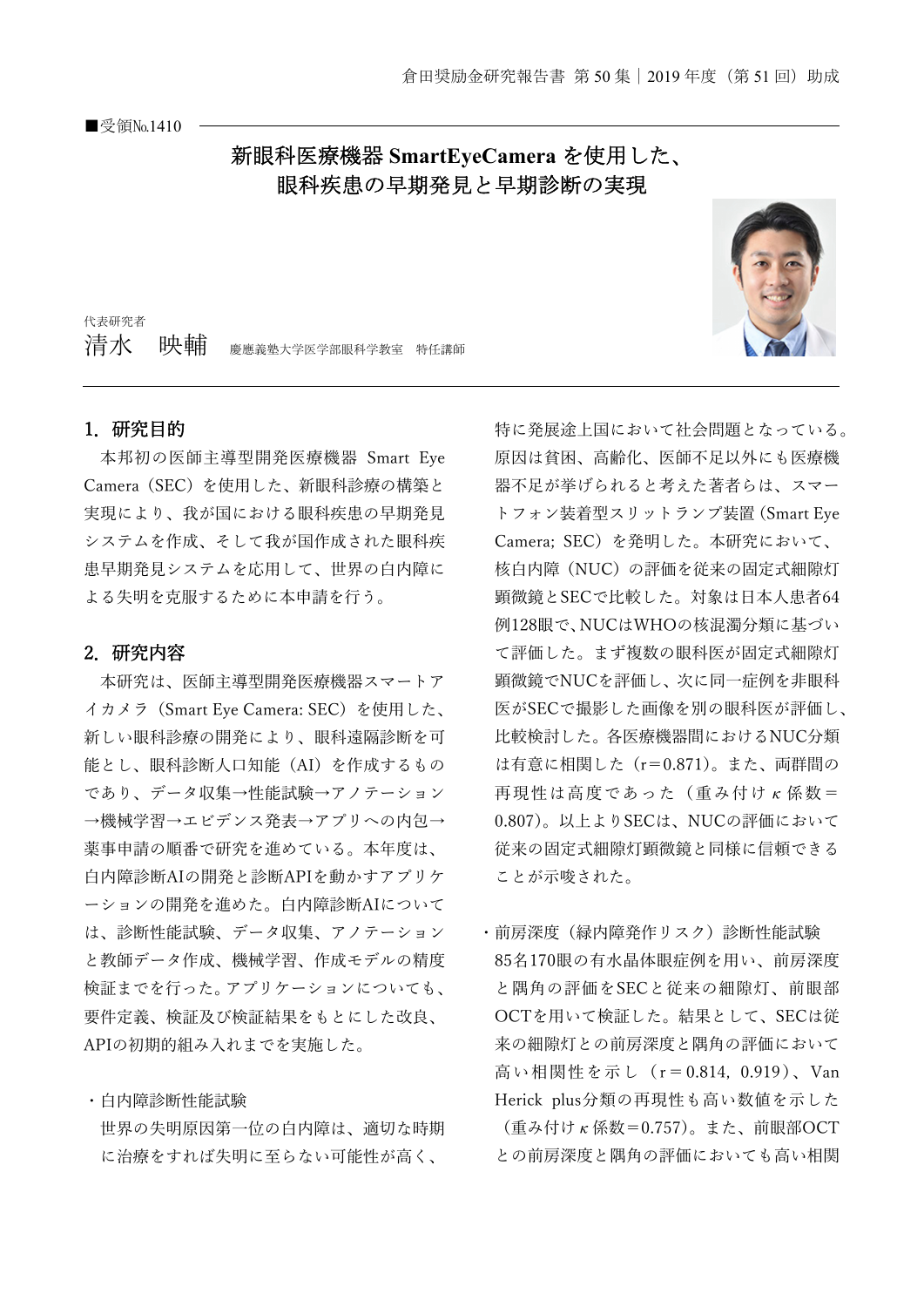■受領№1410

# 新眼科医療機器 SmartEyeCamera を使用した、眼科疾患の早期発見と早期診断の実現

代表研究者
清水　映輔　慶應義塾大学医学部眼科学教室　特任講師

## 1. 研究目的

本邦初の医師主導型開発医療機器 Smart Eye Camera（SEC）を使用した、新眼科診療の構築と実現により、我が国における眼科疾患の早期発見システムを作成、そして我が国作成された眼科疾患早期発見システムを応用して、世界の白内障による失明を克服するために本申請を行う。

## 2. 研究内容

本研究は、医師主導型開発医療機器スマートアイカメラ（Smart Eye Camera: SEC）を使用した、新しい眼科診療の開発により、眼科遠隔診断を可能とし、眼科診断人口知能（AI）を作成するものであり、データ収集→性能試験→アノテーション→機械学習→エビデンス発表→アプリへの内包→薬事申請の順番で研究を進めている。本年度は、白内障診断AIの開発と診断APIを動かすアプリケーションの開発を進めた。白内障診断AIについては、診断性能試験、データ収集、アノテーションと教師データ作成、機械学習、作成モデルの精度検証までを行った。アプリケーションについても、要件定義、検証及び検証結果をもとにした改良、APIの初期的組み入れまでを実施した。

・白内障診断性能試験

世界の失明原因第一位の白内障は、適切な時期に治療をすれば失明に至らない可能性が高く、特に発展途上国において社会問題となっている。原因は貧困、高齢化、医師不足以外にも医療機器不足が挙げられると考えた著者らは、スマートフォン装着型スリットランプ装置（Smart Eye Camera; SEC）を発明した。本研究において、核白内障（NUC）の評価を従来の固定式細隙灯顕微鏡とSECで比較した。対象は日本人患者64例128眼で、NUCはWHOの核混濁分類に基づいて評価した。まず複数の眼科医が固定式細隙灯顕微鏡でNUCを評価し、次に同一症例を非眼科医がSECで撮影した画像を別の眼科医が評価し、比較検討した。各医療機器間におけるNUC分類は有意に相関した（$r = 0.871$）。また、両群間の再現性は高度であった（重み付け $\kappa$ 係数 $= 0.807$）。以上よりSECは、NUCの評価において従来の固定式細隙灯顕微鏡と同様に信頼できることが示唆された。

・前房深度（緑内障発作リスク）診断性能試験

85名170眼の有水晶体眼症例を用い、前房深度と隅角の評価をSECと従来の細隙灯、前眼部OCTを用いて検証した。結果として、SECは従来の細隙灯との前房深度と隅角の評価において高い相関性を示し（$r = 0.814, 0.919$）、Van Herick plus分類の再現性も高い数値を示した（重み付け $\kappa$ 係数 $= 0.757$）。また、前眼部OCTとの前房深度と隅角の評価においても高い相関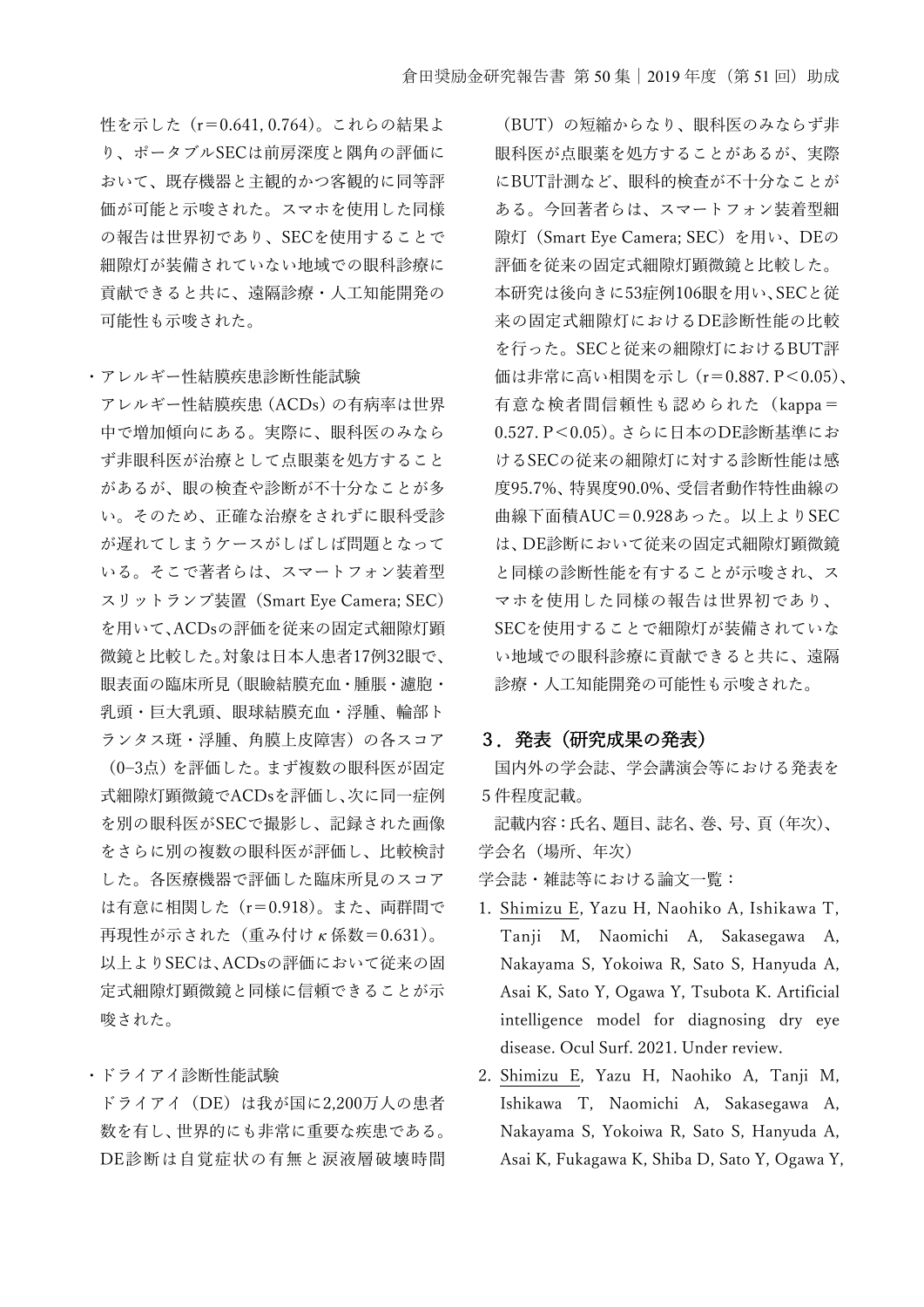性を示した（r＝0.641, 0.764）。これらの結果より、ポータブルSECは前房深度と隅角の評価において、既存機器と主観的かつ客観的に同等評価が可能と示唆された。スマホを使用した同様の報告は世界初であり、SECを使用することで細隙灯が装備されていない地域での眼科診療に貢献できると共に、遠隔診療・人工知能開発の可能性も示唆された。

・アレルギー性結膜疾患診断性能試験

アレルギー性結膜疾患（ACDs）の有病率は世界中で増加傾向にある。実際に、眼科医のみならず非眼科医が治療として点眼薬を処方することがあるが、眼の検査や診断が不十分なことが多い。そのため、正確な治療をされずに眼科受診が遅れてしまうケースがしばしば問題となっている。そこで著者らは、スマートフォン装着型スリットランプ装置（Smart Eye Camera; SEC）を用いて、ACDsの評価を従来の固定式細隙灯顕微鏡と比較した。対象は日本人患者17例32眼で、眼表面の臨床所見（眼瞼結膜充血・腫脹・濾胞・乳頭・巨大乳頭、眼球結膜充血・浮腫、輪部トランタス斑・浮腫、角膜上皮障害）の各スコア（0–3点）を評価した。まず複数の眼科医が固定式細隙灯顕微鏡でACDsを評価し、次に同一症例を別の眼科医がSECで撮影し、記録された画像をさらに別の複数の眼科医が評価し、比較検討した。各医療機器で評価した臨床所見のスコアは有意に相関した（r＝0.918）。また、両群間で再現性が示された（重み付け$\kappa$係数＝0.631）。以上よりSECは、ACDsの評価において従来の固定式細隙灯顕微鏡と同様に信頼できることが示唆された。

・ドライアイ診断性能試験

ドライアイ（DE）は我が国に2,200万人の患者数を有し、世界的にも非常に重要な疾患である。DE診断は自覚症状の有無と涙液層破壊時間（BUT）の短縮からなり、眼科医のみならず非眼科医が点眼薬を処方することがあるが、実際にBUT計測など、眼科的検査が不十分なことがある。今回著者らは、スマートフォン装着型細隙灯（Smart Eye Camera; SEC）を用い、DEの評価を従来の固定式細隙灯顕微鏡と比較した。本研究は後向きに53症例106眼を用い、SECと従来の固定式細隙灯におけるDE診断性能の比較を行った。SECと従来の細隙灯におけるBUT評価は非常に高い相関を示し（r＝0.887. P＜0.05）、有意な検者間信頼性も認められた（kappa＝0.527. P＜0.05）。さらに日本のDE診断基準におけるSECの従来の細隙灯に対する診断性能は感度95.7%、特異度90.0%、受信者動作特性曲線の曲線下面積AUC＝0.928あった。以上よりSECは、DE診断において従来の固定式細隙灯顕微鏡と同様の診断性能を有することが示唆され、スマホを使用した同様の報告は世界初であり、SECを使用することで細隙灯が装備されていない地域での眼科診療に貢献できると共に、遠隔診療・人工知能開発の可能性も示唆された。

## 3．発表（研究成果の発表）

国内外の学会誌、学会講演会等における発表を5件程度記載。

記載内容：氏名、題目、誌名、巻、号、頁（年次）、学会名（場所、年次）

学会誌・雑誌等における論文一覧：

1. Shimizu E, Yazu H, Naohiko A, Ishikawa T, Tanji M, Naomichi A, Sakasegawa A, Nakayama S, Yokoiwa R, Sato S, Hanyuda A, Asai K, Sato Y, Ogawa Y, Tsubota K. Artificial intelligence model for diagnosing dry eye disease. Ocul Surf. 2021. Under review.
2. Shimizu E, Yazu H, Naohiko A, Tanji M, Ishikawa T, Naomichi A, Sakasegawa A, Nakayama S, Yokoiwa R, Sato S, Hanyuda A, Asai K, Fukagawa K, Shiba D, Sato Y, Ogawa Y,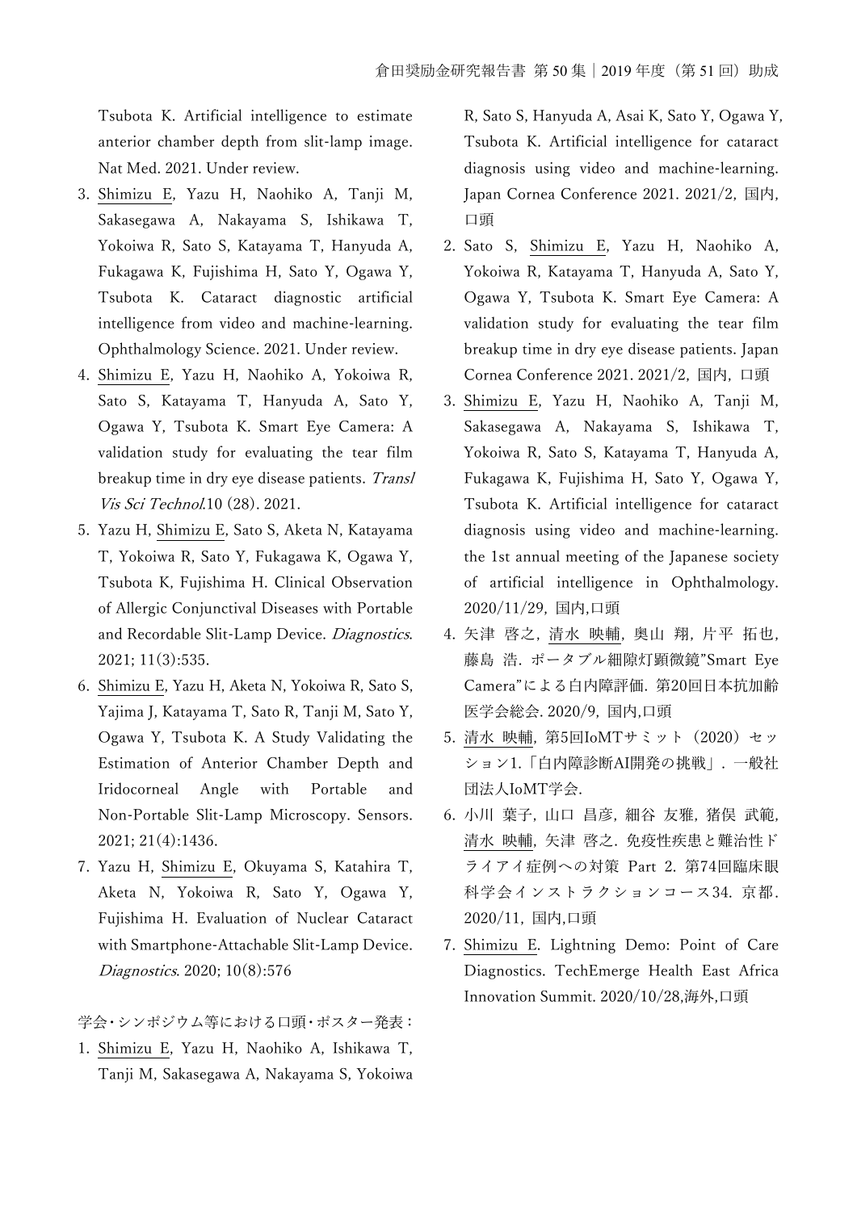Tsubota K. Artificial intelligence to estimate anterior chamber depth from slit-lamp image. Nat Med. 2021. Under review.

3. Shimizu E, Yazu H, Naohiko A, Tanji M, Sakasegawa A, Nakayama S, Ishikawa T, Yokoiwa R, Sato S, Katayama T, Hanyuda A, Fukagawa K, Fujishima H, Sato Y, Ogawa Y, Tsubota K. Cataract diagnostic artificial intelligence from video and machine-learning. Ophthalmology Science. 2021. Under review.
4. Shimizu E, Yazu H, Naohiko A, Yokoiwa R, Sato S, Katayama T, Hanyuda A, Sato Y, Ogawa Y, Tsubota K. Smart Eye Camera: A validation study for evaluating the tear film breakup time in dry eye disease patients. *Transl Vis Sci Technol*.10 (28). 2021.
5. Yazu H, Shimizu E, Sato S, Aketa N, Katayama T, Yokoiwa R, Sato Y, Fukagawa K, Ogawa Y, Tsubota K, Fujishima H. Clinical Observation of Allergic Conjunctival Diseases with Portable and Recordable Slit-Lamp Device. *Diagnostics*. 2021; 11(3):535.
6. Shimizu E, Yazu H, Aketa N, Yokoiwa R, Sato S, Yajima J, Katayama T, Sato R, Tanji M, Sato Y, Ogawa Y, Tsubota K. A Study Validating the Estimation of Anterior Chamber Depth and Iridocorneal Angle with Portable and Non-Portable Slit-Lamp Microscopy. Sensors. 2021; 21(4):1436.
7. Yazu H, Shimizu E, Okuyama S, Katahira T, Aketa N, Yokoiwa R, Sato Y, Ogawa Y, Fujishima H. Evaluation of Nuclear Cataract with Smartphone-Attachable Slit-Lamp Device. *Diagnostics*. 2020; 10(8):576

学会・シンポジウム等における口頭・ポスター発表：

1. Shimizu E, Yazu H, Naohiko A, Ishikawa T, Tanji M, Sakasegawa A, Nakayama S, Yokoiwa R, Sato S, Hanyuda A, Asai K, Sato Y, Ogawa Y, Tsubota K. Artificial intelligence for cataract diagnosis using video and machine-learning. Japan Cornea Conference 2021. 2021/2, 国内, 口頭
2. Sato S, Shimizu E, Yazu H, Naohiko A, Yokoiwa R, Katayama T, Hanyuda A, Sato Y, Ogawa Y, Tsubota K. Smart Eye Camera: A validation study for evaluating the tear film breakup time in dry eye disease patients. Japan Cornea Conference 2021. 2021/2, 国内, 口頭
3. Shimizu E, Yazu H, Naohiko A, Tanji M, Sakasegawa A, Nakayama S, Ishikawa T, Yokoiwa R, Sato S, Katayama T, Hanyuda A, Fukagawa K, Fujishima H, Sato Y, Ogawa Y, Tsubota K. Artificial intelligence for cataract diagnosis using video and machine-learning. the 1st annual meeting of the Japanese society of artificial intelligence in Ophthalmology. 2020/11/29, 国内,口頭
4. 矢津 啓之，清水 映輔，奥山 翔，片平 拓也，藤島 浩．ポータブル細隙灯顕微鏡"Smart Eye Camera"による白内障評価．第20回日本抗加齢医学会総会. 2020/9, 国内,口頭
5. 清水 映輔，第5回IoMTサミット（2020）セッション1.「白内障診断AI開発の挑戦」. 一般社団法人IoMT学会.
6. 小川 葉子，山口 昌彦，細谷 友雅，猪俣 武範，清水 映輔，矢津 啓之．免疫性疾患と難治性ドライアイ症例への対策 Part 2. 第74回臨床眼科学会インストラクションコース34. 京都. 2020/11, 国内,口頭
7. Shimizu E. Lightning Demo: Point of Care Diagnostics. TechEmerge Health East Africa Innovation Summit. 2020/10/28,海外,口頭